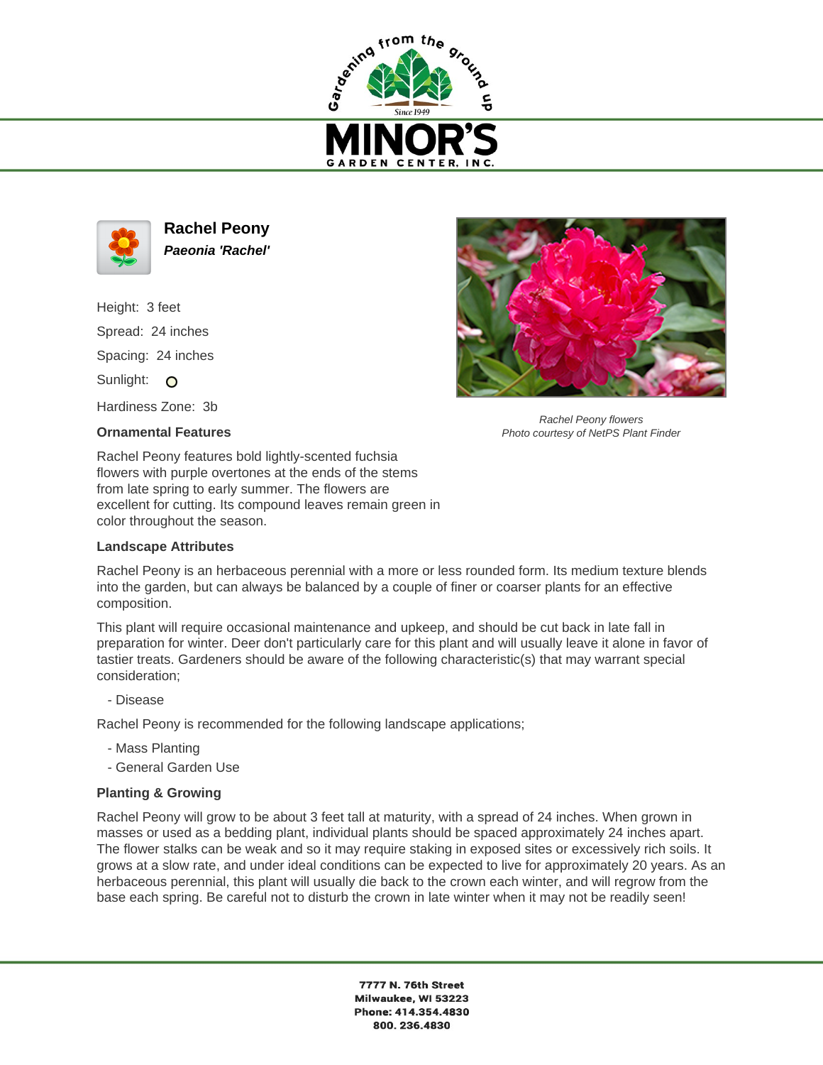Gardening from the ground up

Since 1949

# MINOR'S

GARDEN CENTER, INC.

## Rachel Peony

***Paeonia 'Rachel'***

Height: 3 feet

Spread: 24 inches

Spacing: 24 inches

Sunlight: ○

Hardiness Zone: 3b

*Rachel Peony flowers*
*Photo courtesy of NetPS Plant Finder*

### Ornamental Features

Rachel Peony features bold lightly-scented fuchsia flowers with purple overtones at the ends of the stems from late spring to early summer. The flowers are excellent for cutting. Its compound leaves remain green in color throughout the season.

### Landscape Attributes

Rachel Peony is an herbaceous perennial with a more or less rounded form. Its medium texture blends into the garden, but can always be balanced by a couple of finer or coarser plants for an effective composition.

This plant will require occasional maintenance and upkeep, and should be cut back in late fall in preparation for winter. Deer don't particularly care for this plant and will usually leave it alone in favor of tastier treats. Gardeners should be aware of the following characteristic(s) that may warrant special consideration;

- Disease

Rachel Peony is recommended for the following landscape applications;

- Mass Planting
- General Garden Use

### Planting & Growing

Rachel Peony will grow to be about 3 feet tall at maturity, with a spread of 24 inches. When grown in masses or used as a bedding plant, individual plants should be spaced approximately 24 inches apart. The flower stalks can be weak and so it may require staking in exposed sites or excessively rich soils. It grows at a slow rate, and under ideal conditions can be expected to live for approximately 20 years. As an herbaceous perennial, this plant will usually die back to the crown each winter, and will regrow from the base each spring. Be careful not to disturb the crown in late winter when it may not be readily seen!

**7777 N. 76th Street**
**Milwaukee, WI 53223**
**Phone: 414.354.4830**
**800. 236.4830**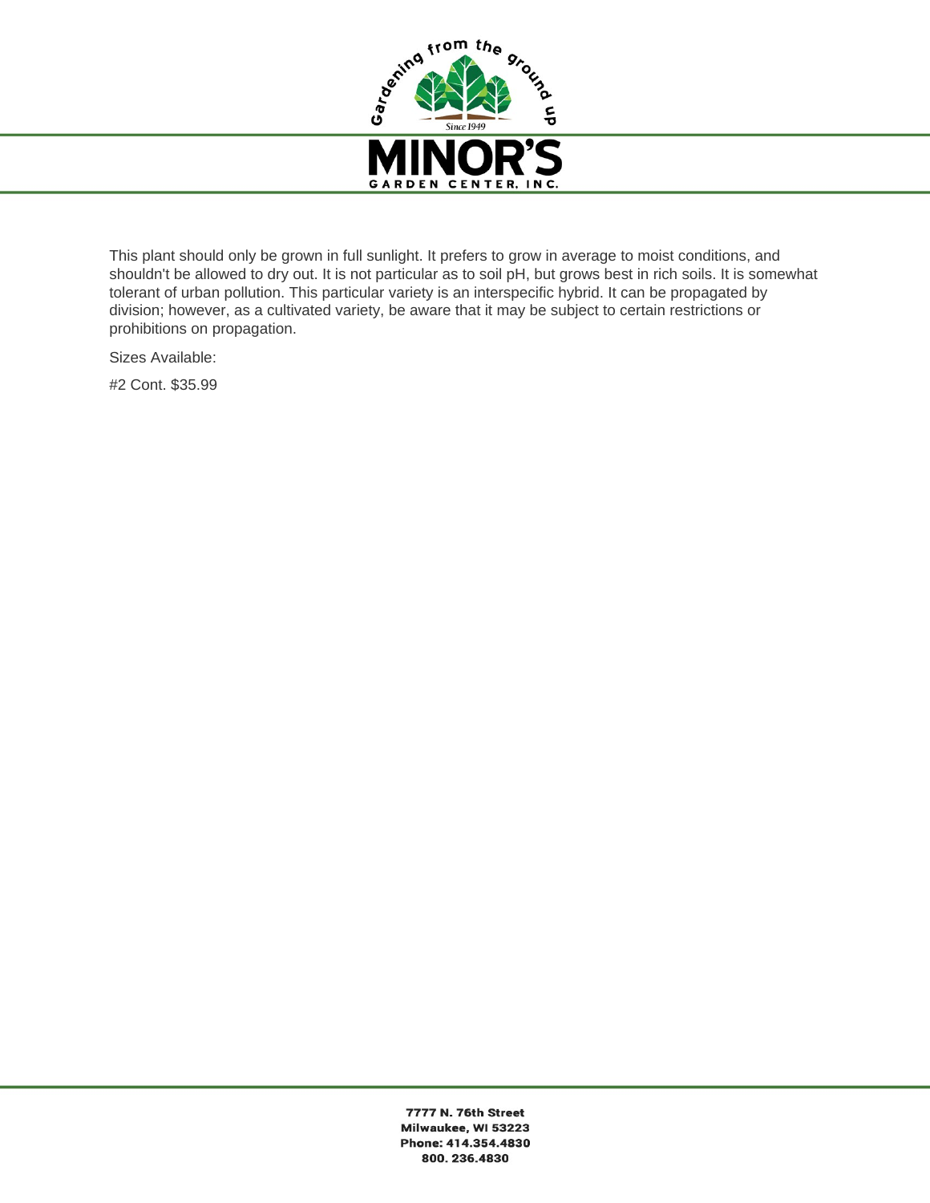This plant should only be grown in full sunlight. It prefers to grow in average to moist conditions, and shouldn't be allowed to dry out. It is not particular as to soil pH, but grows best in rich soils. It is somewhat tolerant of urban pollution. This particular variety is an interspecific hybrid. It can be propagated by division; however, as a cultivated variety, be aware that it may be subject to certain restrictions or prohibitions on propagation.

Sizes Available:

#2 Cont. $35.99